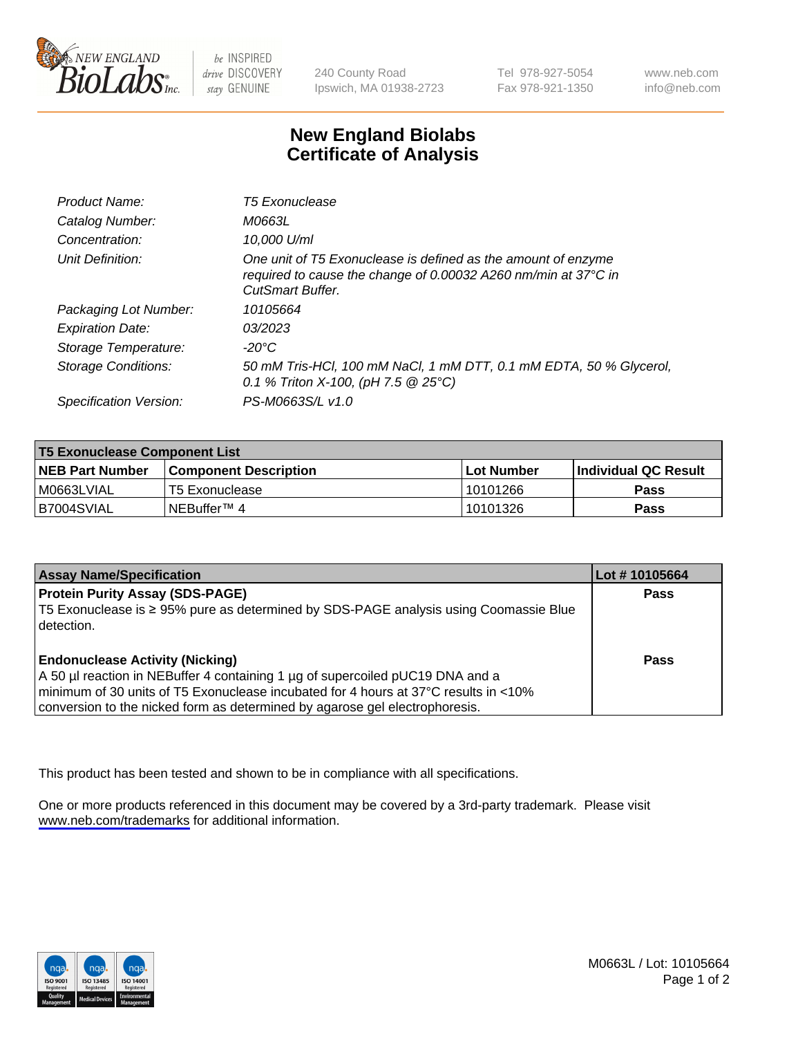# New England Biolabs Certificate of Analysis

| | |
|---|---|
| *Product Name:* | *T5 Exonuclease* |
| *Catalog Number:* | *M0663L* |
| *Concentration:* | *10,000 U/ml* |
| *Unit Definition:* | *One unit of T5 Exonuclease is defined as the amount of enzyme required to cause the change of 0.00032 A260 nm/min at 37°C in CutSmart Buffer.* |
| *Packaging Lot Number:* | *10105664* |
| *Expiration Date:* | *03/2023* |
| *Storage Temperature:* | *-20°C* |
| *Storage Conditions:* | *50 mM Tris-HCl, 100 mM NaCl, 1 mM DTT, 0.1 mM EDTA, 50 % Glycerol, 0.1 % Triton X-100, (pH 7.5 @ 25°C)* |
| *Specification Version:* | *PS-M0663S/L v1.0* |

| T5 Exonuclease Component List | | | |
|---|---|---|---|
| **NEB Part Number** | **Component Description** | **Lot Number** | **Individual QC Result** |
| M0663LVIAL | T5 Exonuclease | 10101266 | **Pass** |
| B7004SVIAL | NEBuffer™ 4 | 10101326 | **Pass** |

| Assay Name/Specification | Lot # 10105664 |
|---|---|
| **Protein Purity Assay (SDS-PAGE)**<br>T5 Exonuclease is ≥ 95% pure as determined by SDS-PAGE analysis using Coomassie Blue detection. | **Pass** |
| **Endonuclease Activity (Nicking)**<br>A 50 µl reaction in NEBuffer 4 containing 1 µg of supercoiled pUC19 DNA and a minimum of 30 units of T5 Exonuclease incubated for 4 hours at 37°C results in <10% conversion to the nicked form as determined by agarose gel electrophoresis. | **Pass** |

This product has been tested and shown to be in compliance with all specifications.

One or more products referenced in this document may be covered by a 3rd-party trademark. Please visit www.neb.com/trademarks for additional information.

M0663L / Lot: 10105664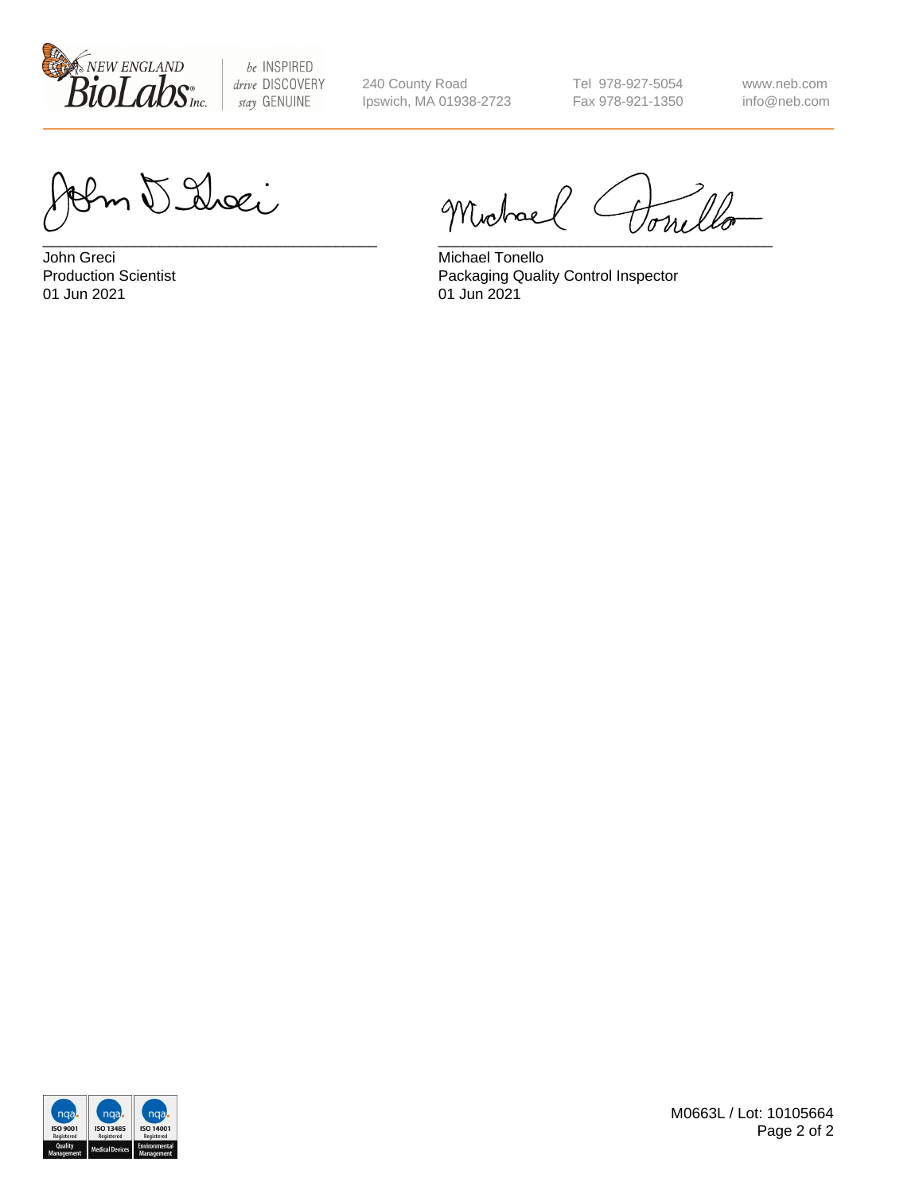John Greci
Production Scientist
01 Jun 2021

Michael Tonello
Packaging Quality Control Inspector
01 Jun 2021

M0663L / Lot: 10105664